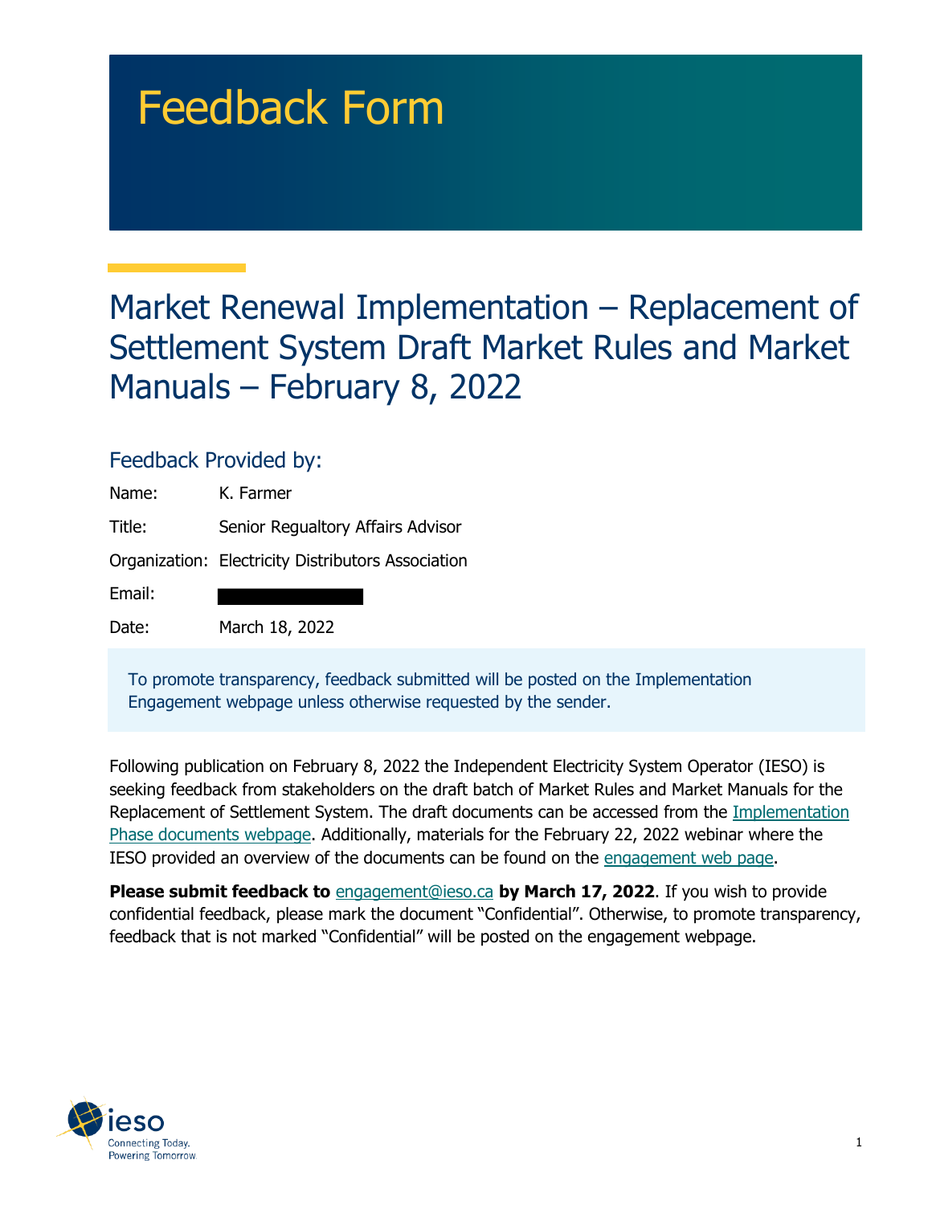# Feedback Form

## Market Renewal Implementation – Replacement of Settlement System Draft Market Rules and Market Manuals – February 8, 2022

### Feedback Provided by:

Name: K. Farmer

Title: Senior Regualtory Affairs Advisor

Organization: Electricity Distributors Association

Email:

Date: March 18, 2022

To promote transparency, feedback submitted will be posted on the Implementation Engagement webpage unless otherwise requested by the sender.

Following publication on February 8, 2022 the Independent Electricity System Operator (IESO) is seeking feedback from stakeholders on the draft batch of Market Rules and Market Manuals for the Replacement of Settlement System. The draft documents can be accessed from the Implementation Phase documents webpage. Additionally, materials for the February 22, 2022 webinar where the IESO provided an overview of the documents can be found on the engagement web page.

**Please submit feedback to** engagement@ieso.ca **by March 17, 2022**. If you wish to provide confidential feedback, please mark the document "Confidential". Otherwise, to promote transparency, feedback that is not marked "Confidential" will be posted on the engagement webpage.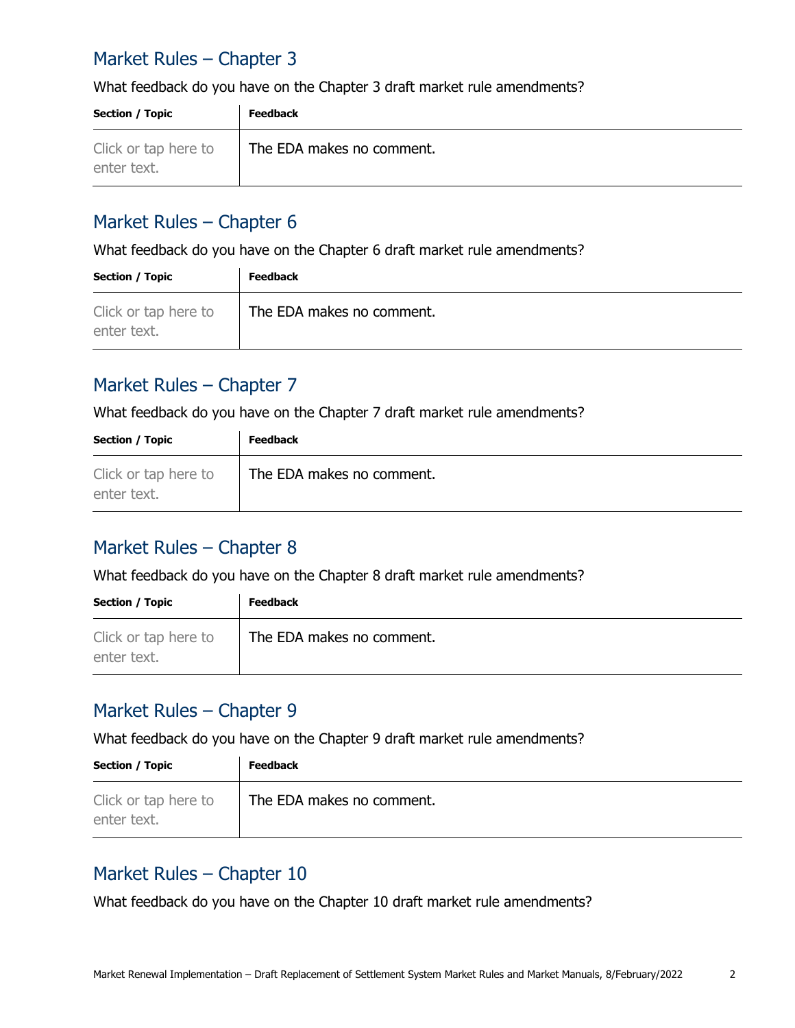## Market Rules – Chapter 3

What feedback do you have on the Chapter 3 draft market rule amendments?

| Section / Topic | Feedback |
|---|---|
| Click or tap here to enter text. | The EDA makes no comment. |

## Market Rules – Chapter 6

What feedback do you have on the Chapter 6 draft market rule amendments?

| Section / Topic | Feedback |
|---|---|
| Click or tap here to enter text. | The EDA makes no comment. |

## Market Rules – Chapter 7

What feedback do you have on the Chapter 7 draft market rule amendments?

| Section / Topic | Feedback |
|---|---|
| Click or tap here to enter text. | The EDA makes no comment. |

## Market Rules – Chapter 8

What feedback do you have on the Chapter 8 draft market rule amendments?

| Section / Topic | Feedback |
|---|---|
| Click or tap here to enter text. | The EDA makes no comment. |

## Market Rules – Chapter 9

What feedback do you have on the Chapter 9 draft market rule amendments?

| Section / Topic | Feedback |
|---|---|
| Click or tap here to enter text. | The EDA makes no comment. |

## Market Rules – Chapter 10

What feedback do you have on the Chapter 10 draft market rule amendments?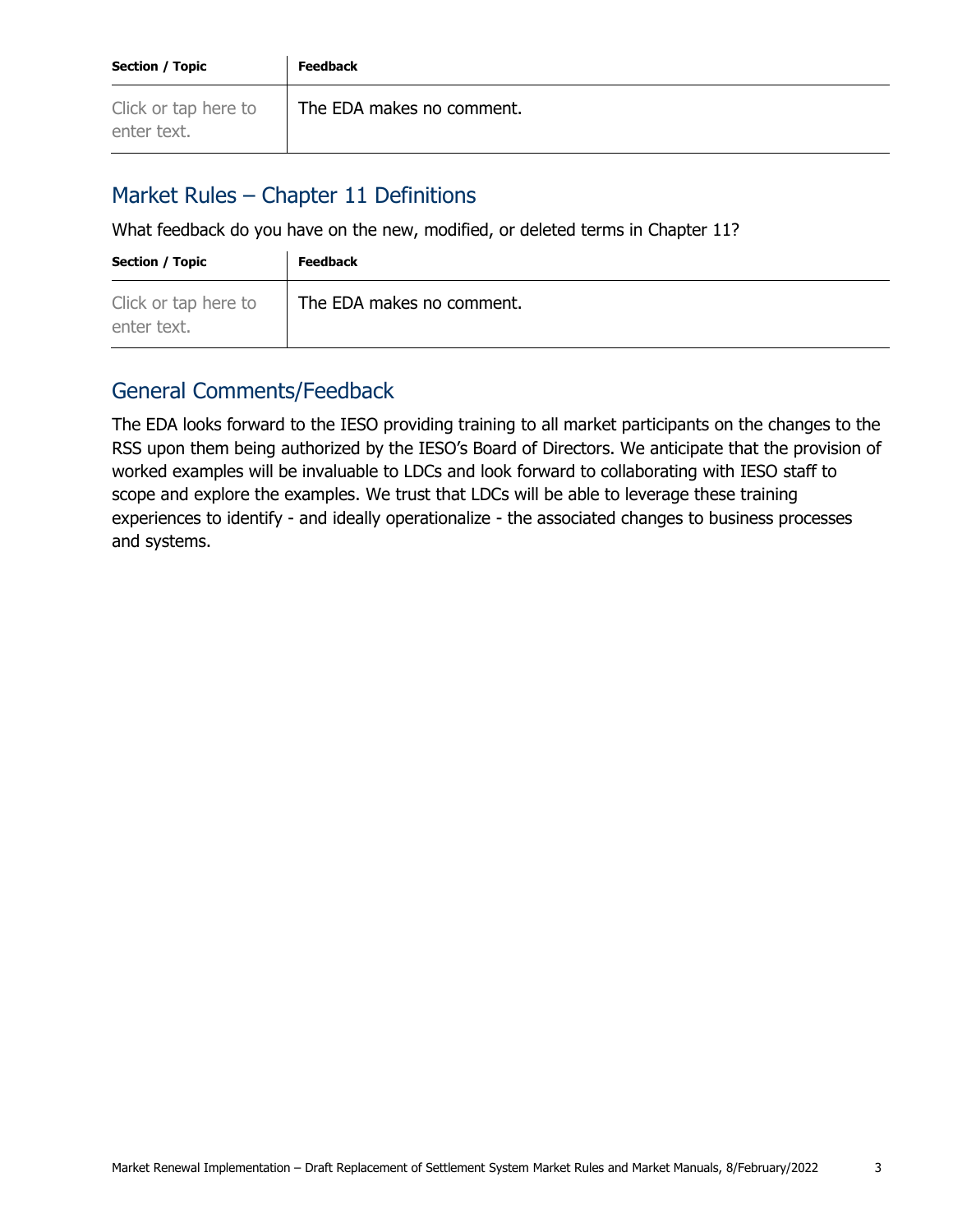| Section / Topic | Feedback |
| --- | --- |
| Click or tap here to enter text. | The EDA makes no comment. |

## Market Rules – Chapter 11 Definitions

What feedback do you have on the new, modified, or deleted terms in Chapter 11?

| Section / Topic | Feedback |
| --- | --- |
| Click or tap here to enter text. | The EDA makes no comment. |

## General Comments/Feedback

The EDA looks forward to the IESO providing training to all market participants on the changes to the RSS upon them being authorized by the IESO's Board of Directors. We anticipate that the provision of worked examples will be invaluable to LDCs and look forward to collaborating with IESO staff to scope and explore the examples. We trust that LDCs will be able to leverage these training experiences to identify - and ideally operationalize - the associated changes to business processes and systems.